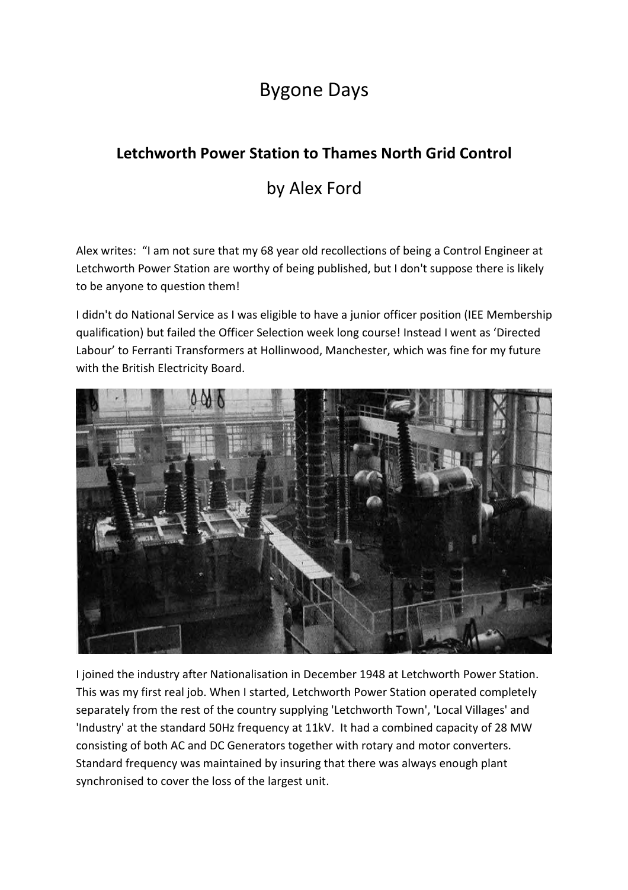# Bygone Days

## Letchworth Power Station to Thames North Grid Control

### by Alex Ford

Alex writes: "I am not sure that my 68 year old recollections of being a Control Engineer at Letchworth Power Station are worthy of being published, but I don't suppose there is likely to be anyone to question them!

I didn't do National Service as I was eligible to have a junior officer position (IEE Membership qualification) but failed the Officer Selection week long course! Instead I went as 'Directed Labour' to Ferranti Transformers at Hollinwood, Manchester, which was fine for my future with the British Electricity Board.

I joined the industry after Nationalisation in December 1948 at Letchworth Power Station. This was my first real job. When I started, Letchworth Power Station operated completely separately from the rest of the country supplying 'Letchworth Town', 'Local Villages' and 'Industry' at the standard 50Hz frequency at 11kV. It had a combined capacity of 28 MW consisting of both AC and DC Generators together with rotary and motor converters. Standard frequency was maintained by insuring that there was always enough plant synchronised to cover the loss of the largest unit.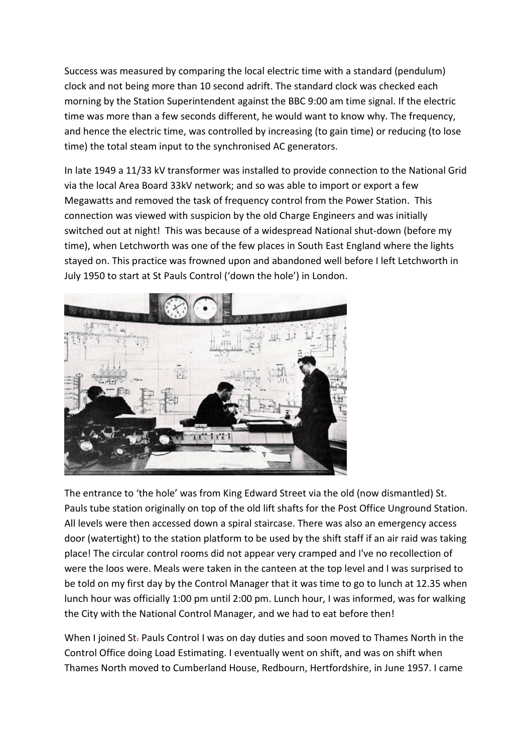Success was measured by comparing the local electric time with a standard (pendulum) clock and not being more than 10 second adrift. The standard clock was checked each morning by the Station Superintendent against the BBC 9:00 am time signal. If the electric time was more than a few seconds different, he would want to know why. The frequency, and hence the electric time, was controlled by increasing (to gain time) or reducing (to lose time) the total steam input to the synchronised AC generators.

In late 1949 a 11/33 kV transformer was installed to provide connection to the National Grid via the local Area Board 33kV network; and so was able to import or export a few Megawatts and removed the task of frequency control from the Power Station. This connection was viewed with suspicion by the old Charge Engineers and was initially switched out at night! This was because of a widespread National shut-down (before my time), when Letchworth was one of the few places in South East England where the lights stayed on. This practice was frowned upon and abandoned well before I left Letchworth in July 1950 to start at St Pauls Control ('down the hole') in London.

The entrance to 'the hole' was from King Edward Street via the old (now dismantled) St. Pauls tube station originally on top of the old lift shafts for the Post Office Unground Station. All levels were then accessed down a spiral staircase. There was also an emergency access door (watertight) to the station platform to be used by the shift staff if an air raid was taking place! The circular control rooms did not appear very cramped and I've no recollection of were the loos were. Meals were taken in the canteen at the top level and I was surprised to be told on my first day by the Control Manager that it was time to go to lunch at 12.35 when lunch hour was officially 1:00 pm until 2:00 pm. Lunch hour, I was informed, was for walking the City with the National Control Manager, and we had to eat before then!

When I joined St. Pauls Control I was on day duties and soon moved to Thames North in the Control Office doing Load Estimating. I eventually went on shift, and was on shift when Thames North moved to Cumberland House, Redbourn, Hertfordshire, in June 1957. I came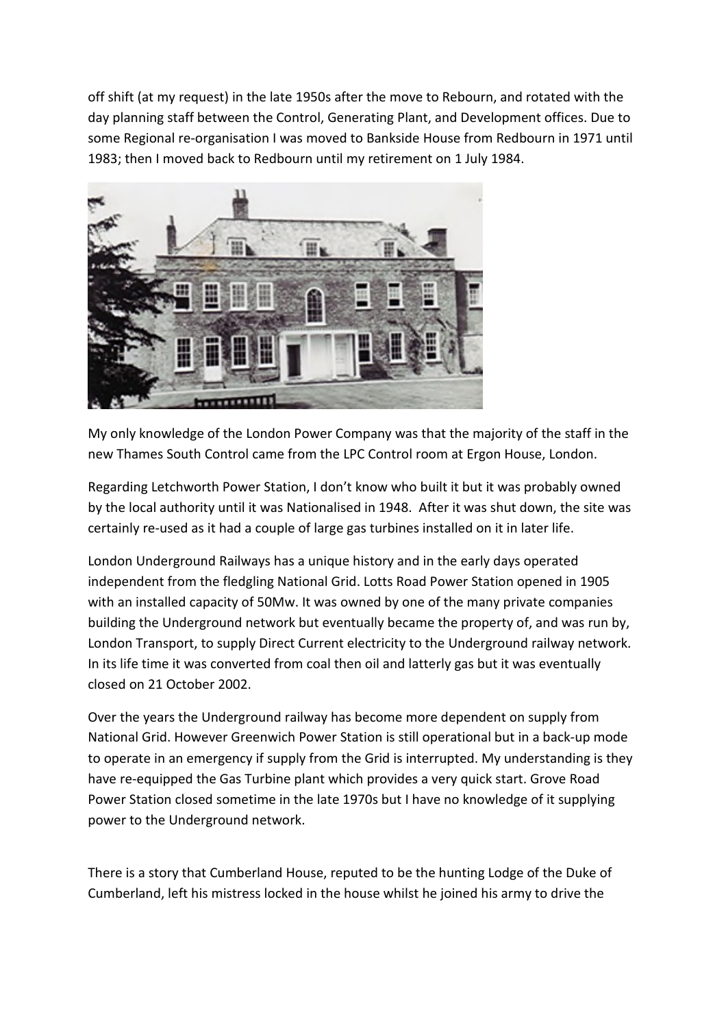off shift (at my request) in the late 1950s after the move to Rebourn, and rotated with the day planning staff between the Control, Generating Plant, and Development offices. Due to some Regional re-organisation I was moved to Bankside House from Redbourn in 1971 until 1983; then I moved back to Redbourn until my retirement on 1 July 1984.

My only knowledge of the London Power Company was that the majority of the staff in the new Thames South Control came from the LPC Control room at Ergon House, London.

Regarding Letchworth Power Station, I don't know who built it but it was probably owned by the local authority until it was Nationalised in 1948. After it was shut down, the site was certainly re-used as it had a couple of large gas turbines installed on it in later life.

London Underground Railways has a unique history and in the early days operated independent from the fledgling National Grid. Lotts Road Power Station opened in 1905 with an installed capacity of 50Mw. It was owned by one of the many private companies building the Underground network but eventually became the property of, and was run by, London Transport, to supply Direct Current electricity to the Underground railway network. In its life time it was converted from coal then oil and latterly gas but it was eventually closed on 21 October 2002.

Over the years the Underground railway has become more dependent on supply from National Grid. However Greenwich Power Station is still operational but in a back-up mode to operate in an emergency if supply from the Grid is interrupted. My understanding is they have re-equipped the Gas Turbine plant which provides a very quick start. Grove Road Power Station closed sometime in the late 1970s but I have no knowledge of it supplying power to the Underground network.

There is a story that Cumberland House, reputed to be the hunting Lodge of the Duke of Cumberland, left his mistress locked in the house whilst he joined his army to drive the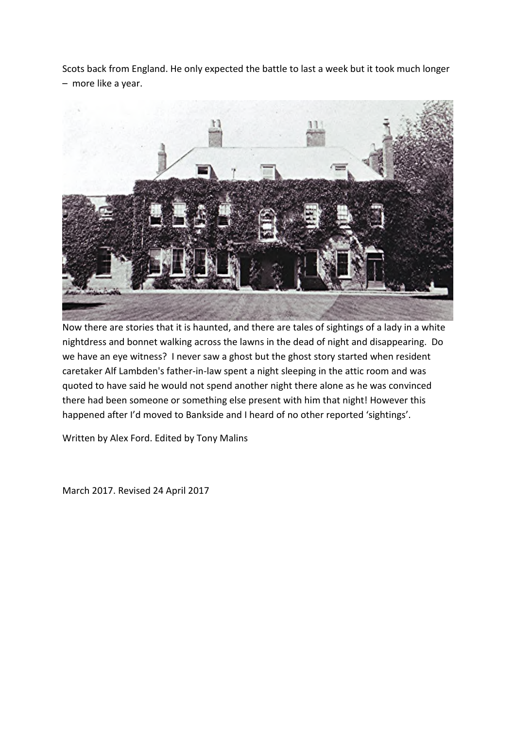Scots back from England. He only expected the battle to last a week but it took much longer – more like a year.

Now there are stories that it is haunted, and there are tales of sightings of a lady in a white nightdress and bonnet walking across the lawns in the dead of night and disappearing. Do we have an eye witness? I never saw a ghost but the ghost story started when resident caretaker Alf Lambden's father-in-law spent a night sleeping in the attic room and was quoted to have said he would not spend another night there alone as he was convinced there had been someone or something else present with him that night! However this happened after I'd moved to Bankside and I heard of no other reported 'sightings'.

Written by Alex Ford. Edited by Tony Malins

March 2017. Revised 24 April 2017